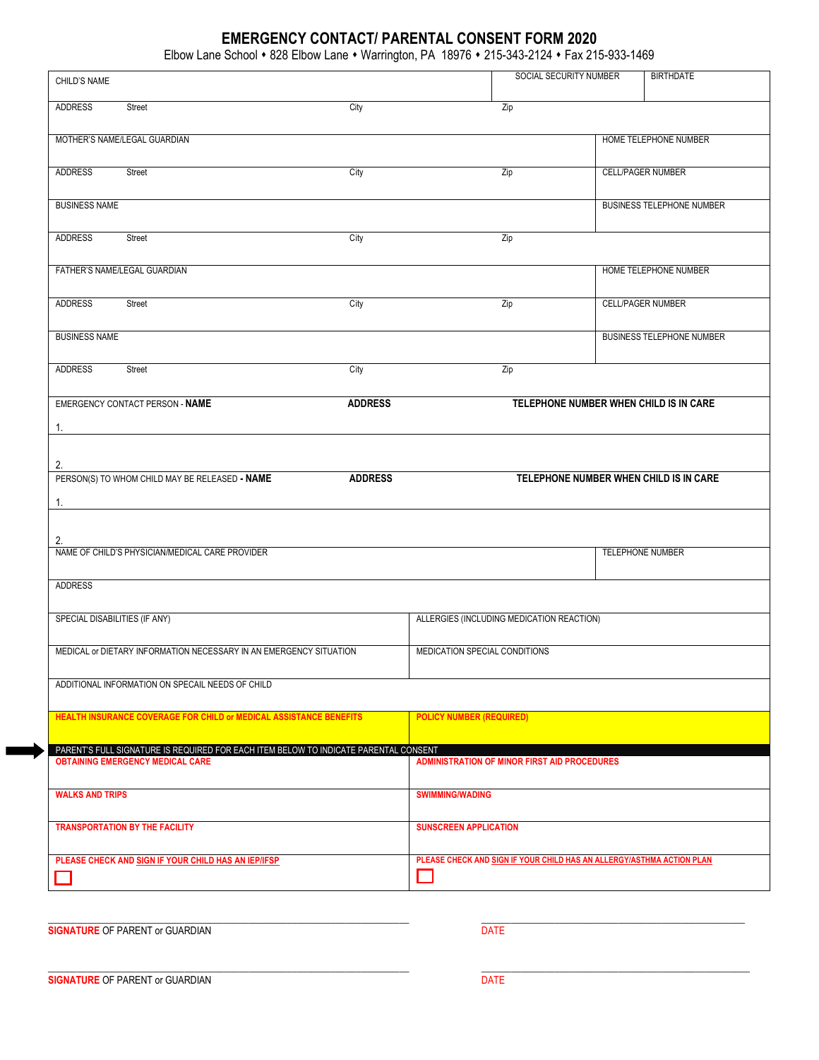# EMERGENCY CONTACT/ PARENTAL CONSENT FORM 2020

Elbow Lane School ♦ 828 Elbow Lane ♦ Warrington, PA 18976 ♦ 215-343-2124 ♦ Fax 215-933-1469

| CHILD'S NAME | | | SOCIAL SECURITY NUMBER | BIRTHDATE |
|---|---|---|---|---|
| ADDRESS Street | City | Zip | | |
| MOTHER'S NAME/LEGAL GUARDIAN | | | HOME TELEPHONE NUMBER | |
| ADDRESS Street | City | Zip | CELL/PAGER NUMBER | |
| BUSINESS NAME | | | BUSINESS TELEPHONE NUMBER | |
| ADDRESS Street | City | Zip | | |
| FATHER'S NAME/LEGAL GUARDIAN | | | HOME TELEPHONE NUMBER | |
| ADDRESS Street | City | Zip | CELL/PAGER NUMBER | |
| BUSINESS NAME | | | BUSINESS TELEPHONE NUMBER | |
| ADDRESS Street | City | Zip | | |

| EMERGENCY CONTACT PERSON - **NAME** | **ADDRESS** | **TELEPHONE NUMBER WHEN CHILD IS IN CARE** |
|---|---|---|
| 1. | | |
| 2. | | |

| PERSON(S) TO WHOM CHILD MAY BE RELEASED **- NAME** | **ADDRESS** | **TELEPHONE NUMBER WHEN CHILD IS IN CARE** |
|---|---|---|
| 1. | | |
| 2. | | |

| NAME OF CHILD'S PHYSICIAN/MEDICAL CARE PROVIDER | TELEPHONE NUMBER |
|---|---|
| ADDRESS | |
| SPECIAL DISABILITIES (IF ANY) | ALLERGIES (INCLUDING MEDICATION REACTION) |
| MEDICAL or DIETARY INFORMATION NECESSARY IN AN EMERGENCY SITUATION | MEDICATION SPECIAL CONDITIONS |
| ADDITIONAL INFORMATION ON SPECAIL NEEDS OF CHILD | |
| **HEALTH INSURANCE COVERAGE FOR CHILD or MEDICAL ASSISTANCE BENEFITS** | **POLICY NUMBER (REQUIRED)** |

**PARENT'S FULL SIGNATURE IS REQUIRED FOR EACH ITEM BELOW TO INDICATE PARENTAL CONSENT**

| | |
|---|---|
| **OBTAINING EMERGENCY MEDICAL CARE** | **ADMINISTRATION OF MINOR FIRST AID PROCEDURES** |
| **WALKS AND TRIPS** | **SWIMMING/WADING** |
| **TRANSPORTATION BY THE FACILITY** | **SUNSCREEN APPLICATION** |
| **PLEASE CHECK AND SIGN IF YOUR CHILD HAS AN IEP/IFSP** ☐ | **PLEASE CHECK AND SIGN IF YOUR CHILD HAS AN ALLERGY/ASTHMA ACTION PLAN** ☐ |

\_\_\_\_\_\_\_\_\_\_\_\_\_\_\_\_\_\_\_\_\_\_\_\_\_\_\_\_\_\_ \_\_\_\_\_\_\_\_\_\_\_\_\_\_\_\_\_\_\_\_

**SIGNATURE** OF PARENT or GUARDIAN DATE

\_\_\_\_\_\_\_\_\_\_\_\_\_\_\_\_\_\_\_\_\_\_\_\_\_\_\_\_\_\_ \_\_\_\_\_\_\_\_\_\_\_\_\_\_\_\_\_\_\_\_

**SIGNATURE** OF PARENT or GUARDIAN DATE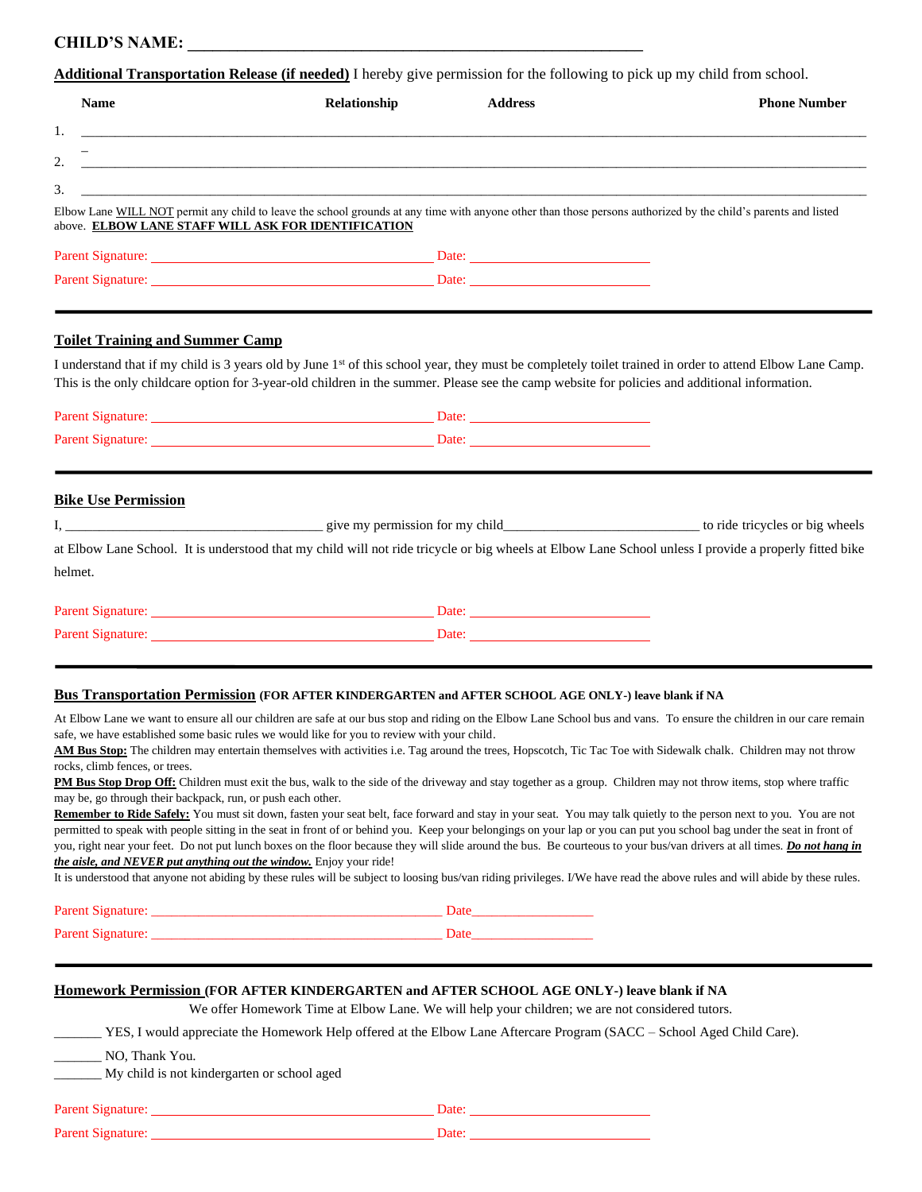**CHILD'S NAME: ____________________________________________________**

**Additional Transportation Release (if needed)** I hereby give permission for the following to pick up my child from school.

| Name | Relationship | Address | Phone Number |
|---|---|---|---|
| 1. | | | |
| 2. | | | |
| 3. | | | |

Elbow Lane WILL NOT permit any child to leave the school grounds at any time with anyone other than those persons authorized by the child's parents and listed above. **ELBOW LANE STAFF WILL ASK FOR IDENTIFICATION**

Parent Signature: ______________________________________ Date: _________________________

Parent Signature: ______________________________________ Date: _________________________

---

**Toilet Training and Summer Camp**

I understand that if my child is 3 years old by June 1st of this school year, they must be completely toilet trained in order to attend Elbow Lane Camp. This is the only childcare option for 3-year-old children in the summer. Please see the camp website for policies and additional information.

Parent Signature: ______________________________________ Date: _________________________

Parent Signature: ______________________________________ Date: _________________________

---

**Bike Use Permission**

I, ____________________________________ give my permission for my child ___________________________ to ride tricycles or big wheels at Elbow Lane School. It is understood that my child will not ride tricycle or big wheels at Elbow Lane School unless I provide a properly fitted bike helmet.

Parent Signature: ______________________________________ Date: _________________________

Parent Signature: ______________________________________ Date: _________________________

---

**Bus Transportation Permission** **(FOR AFTER KINDERGARTEN and AFTER SCHOOL AGE ONLY-) leave blank if NA**

At Elbow Lane we want to ensure all our children are safe at our bus stop and riding on the Elbow Lane School bus and vans. To ensure the children in our care remain safe, we have established some basic rules we would like for you to review with your child.

**AM Bus Stop:** The children may entertain themselves with activities i.e. Tag around the trees, Hopscotch, Tic Tac Toe with Sidewalk chalk. Children may not throw rocks, climb fences, or trees.

**PM Bus Stop Drop Off:** Children must exit the bus, walk to the side of the driveway and stay together as a group. Children may not throw items, stop where traffic may be, go through their backpack, run, or push each other.

**Remember to Ride Safely:** You must sit down, fasten your seat belt, face forward and stay in your seat. You may talk quietly to the person next to you. You are not permitted to speak with people sitting in the seat in front of or behind you. Keep your belongings on your lap or you can put you school bag under the seat in front of you, right near your feet. Do not put lunch boxes on the floor because they will slide around the bus. Be courteous to your bus/van drivers at all times. ***Do not hang in the aisle, and NEVER put anything out the window.*** Enjoy your ride!

It is understood that anyone not abiding by these rules will be subject to loosing bus/van riding privileges. I/We have read the above rules and will abide by these rules.

Parent Signature: __________________________________________ Date_________________

Parent Signature: __________________________________________ Date_________________

---

**Homework Permission** **(FOR AFTER KINDERGARTEN and AFTER SCHOOL AGE ONLY-) leave blank if NA**

We offer Homework Time at Elbow Lane. We will help your children; we are not considered tutors.

_______ YES, I would appreciate the Homework Help offered at the Elbow Lane Aftercare Program (SACC – School Aged Child Care).

_______ NO, Thank You.

_______ My child is not kindergarten or school aged

Parent Signature: ______________________________________ Date: _________________________

Parent Signature: ______________________________________ Date: _________________________